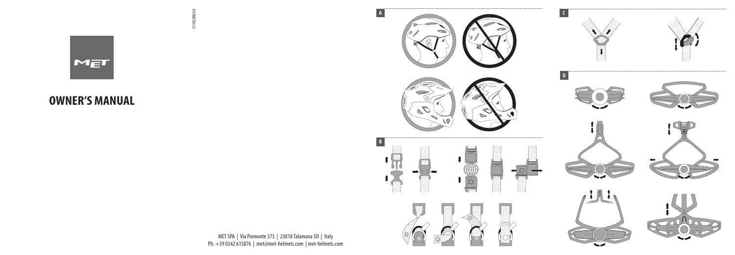15TMETX512

MET

# OWNER'S MANUAL

MET SPA | Via Piemonte 373 | 23018 Talamona SO | Italy
Ph. +39 0342 615876 | met@met-helmets.com | met-helmets.com

A

B

C

D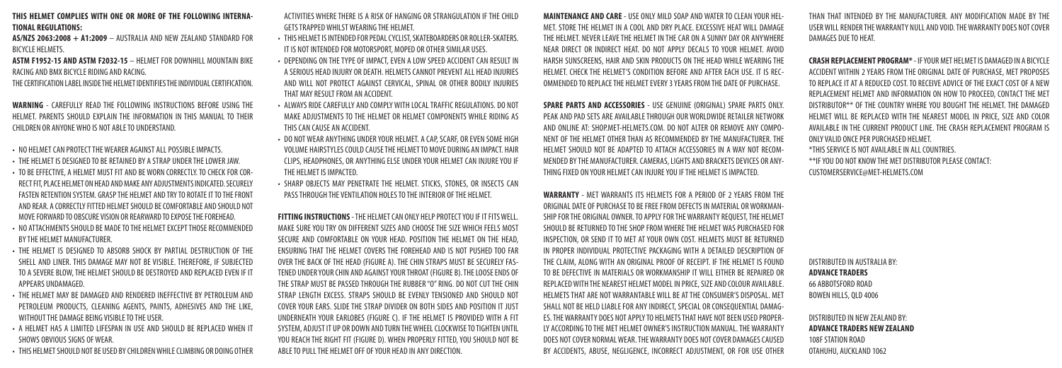**THIS HELMET COMPLIES WITH ONE OR MORE OF THE FOLLOWING INTERNATIONAL REGULATIONS:**

**AS/NZS 2063:2008 + A1:2009** – AUSTRALIA AND NEW ZEALAND STANDARD FOR BICYCLE HELMETS.

**ASTM F1952-15 AND ASTM F2032-15** – HELMET FOR DOWNHILL MOUNTAIN BIKE RACING AND BMX BICYCLE RIDING AND RACING.

THE CERTIFICATION LABEL INSIDE THE HELMET IDENTIFIES THE INDIVIDUAL CERTIFICATION.

**WARNING** - CAREFULLY READ THE FOLLOWING INSTRUCTIONS BEFORE USING THE HELMET. PARENTS SHOULD EXPLAIN THE INFORMATION IN THIS MANUAL TO THEIR CHILDREN OR ANYONE WHO IS NOT ABLE TO UNDERSTAND.

- NO HELMET CAN PROTECT THE WEARER AGAINST ALL POSSIBLE IMPACTS.
- THE HELMET IS DESIGNED TO BE RETAINED BY A STRAP UNDER THE LOWER JAW.
- TO BE EFFECTIVE, A HELMET MUST FIT AND BE WORN CORRECTLY. TO CHECK FOR CORRECT FIT, PLACE HELMET ON HEAD AND MAKE ANY ADJUSTMENTS INDICATED. SECURELY FASTEN RETENTION SYSTEM. GRASP THE HELMET AND TRY TO ROTATE IT TO THE FRONT AND REAR. A CORRECTLY FITTED HELMET SHOULD BE COMFORTABLE AND SHOULD NOT MOVE FORWARD TO OBSCURE VISION OR REARWARD TO EXPOSE THE FOREHEAD.
- NO ATTACHMENTS SHOULD BE MADE TO THE HELMET EXCEPT THOSE RECOMMENDED BY THE HELMET MANUFACTURER.
- THE HELMET IS DESIGNED TO ABSORB SHOCK BY PARTIAL DESTRUCTION OF THE SHELL AND LINER. THIS DAMAGE MAY NOT BE VISIBLE. THEREFORE, IF SUBJECTED TO A SEVERE BLOW, THE HELMET SHOULD BE DESTROYED AND REPLACED EVEN IF IT APPEARS UNDAMAGED.
- THE HELMET MAY BE DAMAGED AND RENDERED INEFFECTIVE BY PETROLEUM AND PETROLEUM PRODUCTS, CLEANING AGENTS, PAINTS, ADHESIVES AND THE LIKE, WITHOUT THE DAMAGE BEING VISIBLE TO THE USER.
- A HELMET HAS A LIMITED LIFESPAN IN USE AND SHOULD BE REPLACED WHEN IT SHOWS OBVIOUS SIGNS OF WEAR.
- THIS HELMET SHOULD NOT BE USED BY CHILDREN WHILE CLIMBING OR DOING OTHER ACTIVITIES WHERE THERE IS A RISK OF HANGING OR STRANGULATION IF THE CHILD GETS TRAPPED WHILST WEARING THE HELMET.
- THIS HELMET IS INTENDED FOR PEDAL CYCLIST, SKATEBOARDERS OR ROLLER-SKATERS. IT IS NOT INTENDED FOR MOTORSPORT, MOPED OR OTHER SIMILAR USES.
- DEPENDING ON THE TYPE OF IMPACT, EVEN A LOW SPEED ACCIDENT CAN RESULT IN A SERIOUS HEAD INJURY OR DEATH. HELMETS CANNOT PREVENT ALL HEAD INJURIES AND WILL NOT PROTECT AGAINST CERVICAL, SPINAL OR OTHER BODILY INJURIES THAT MAY RESULT FROM AN ACCIDENT.
- ALWAYS RIDE CAREFULLY AND COMPLY WITH LOCAL TRAFFIC REGULATIONS. DO NOT MAKE ADJUSTMENTS TO THE HELMET OR HELMET COMPONENTS WHILE RIDING AS THIS CAN CAUSE AN ACCIDENT.
- DO NOT WEAR ANYTHING UNDER YOUR HELMET. A CAP, SCARF, OR EVEN SOME HIGH VOLUME HAIRSTYLES COULD CAUSE THE HELMET TO MOVE DURING AN IMPACT. HAIR CLIPS, HEADPHONES, OR ANYTHING ELSE UNDER YOUR HELMET CAN INJURE YOU IF THE HELMET IS IMPACTED.
- SHARP OBJECTS MAY PENETRATE THE HELMET. STICKS, STONES, OR INSECTS CAN PASS THROUGH THE VENTILATION HOLES TO THE INTERIOR OF THE HELMET.

**FITTING INSTRUCTIONS** - THE HELMET CAN ONLY HELP PROTECT YOU IF IT FITS WELL. MAKE SURE YOU TRY ON DIFFERENT SIZES AND CHOOSE THE SIZE WHICH FEELS MOST SECURE AND COMFORTABLE ON YOUR HEAD. POSITION THE HELMET ON THE HEAD, ENSURING THAT THE HELMET COVERS THE FOREHEAD AND IS NOT PUSHED TOO FAR OVER THE BACK OF THE HEAD (FIGURE A). THE CHIN STRAPS MUST BE SECURELY FASTENED UNDER YOUR CHIN AND AGAINST YOUR THROAT (FIGURE B). THE LOOSE ENDS OF THE STRAP MUST BE PASSED THROUGH THE RUBBER "O" RING. DO NOT CUT THE CHIN STRAP LENGTH EXCESS. STRAPS SHOULD BE EVENLY TENSIONED AND SHOULD NOT COVER YOUR EARS. SLIDE THE STRAP DIVIDER ON BOTH SIDES AND POSITION IT JUST UNDERNEATH YOUR EARLOBES (FIGURE C). IF THE HELMET IS PROVIDED WITH A FIT SYSTEM, ADJUST IT UP OR DOWN AND TURN THE WHEEL CLOCKWISE TO TIGHTEN UNTIL YOU REACH THE RIGHT FIT (FIGURE D). WHEN PROPERLY FITTED, YOU SHOULD NOT BE ABLE TO PULL THE HELMET OFF OF YOUR HEAD IN ANY DIRECTION.

**MAINTENANCE AND CARE** - USE ONLY MILD SOAP AND WATER TO CLEAN YOUR HELMET. STORE THE HELMET IN A COOL AND DRY PLACE. EXCESSIVE HEAT WILL DAMAGE THE HELMET. NEVER LEAVE THE HELMET IN THE CAR ON A SUNNY DAY OR ANYWHERE NEAR DIRECT OR INDIRECT HEAT. DO NOT APPLY DECALS TO YOUR HELMET. AVOID HARSH SUNSCREENS, HAIR AND SKIN PRODUCTS ON THE HEAD WHILE WEARING THE HELMET. CHECK THE HELMET'S CONDITION BEFORE AND AFTER EACH USE. IT IS RECOMMENDED TO REPLACE THE HELMET EVERY 3 YEARS FROM THE DATE OF PURCHASE.

**SPARE PARTS AND ACCESSORIES** - USE GENUINE (ORIGINAL) SPARE PARTS ONLY. PEAK AND PAD SETS ARE AVAILABLE THROUGH OUR WORLDWIDE RETAILER NETWORK AND ONLINE AT: SHOP.MET-HELMETS.COM. DO NOT ALTER OR REMOVE ANY COMPONENT OF THE HELMET OTHER THAN AS RECOMMENDED BY THE MANUFACTURER. THE HELMET SHOULD NOT BE ADAPTED TO ATTACH ACCESSORIES IN A WAY NOT RECOMMENDED BY THE MANUFACTURER. CAMERAS, LIGHTS AND BRACKETS DEVICES OR ANYTHING FIXED ON YOUR HELMET CAN INJURE YOU IF THE HELMET IS IMPACTED.

**WARRANTY** - MET WARRANTS ITS HELMETS FOR A PERIOD OF 2 YEARS FROM THE ORIGINAL DATE OF PURCHASE TO BE FREE FROM DEFECTS IN MATERIAL OR WORKMANSHIP FOR THE ORIGINAL OWNER. TO APPLY FOR THE WARRANTY REQUEST, THE HELMET SHOULD BE RETURNED TO THE SHOP FROM WHERE THE HELMET WAS PURCHASED FOR INSPECTION, OR SEND IT TO MET AT YOUR OWN COST. HELMETS MUST BE RETURNED IN PROPER INDIVIDUAL PROTECTIVE PACKAGING WITH A DETAILED DESCRIPTION OF THE CLAIM, ALONG WITH AN ORIGINAL PROOF OF RECEIPT. IF THE HELMET IS FOUND TO BE DEFECTIVE IN MATERIALS OR WORKMANSHIP IT WILL EITHER BE REPAIRED OR REPLACED WITH THE NEAREST HELMET MODEL IN PRICE, SIZE AND COLOUR AVAILABLE. HELMETS THAT ARE NOT WARRANTABLE WILL BE AT THE CONSUMER'S DISPOSAL. MET SHALL NOT BE HELD LIABLE FOR ANY INDIRECT, SPECIAL OR CONSEQUENTIAL DAMAGES. THE WARRANTY DOES NOT APPLY TO HELMETS THAT HAVE NOT BEEN USED PROPERLY ACCORDING TO THE MET HELMET OWNER'S INSTRUCTION MANUAL. THE WARRANTY DOES NOT COVER NORMAL WEAR. THE WARRANTY DOES NOT COVER DAMAGES CAUSED BY ACCIDENTS, ABUSE, NEGLIGENCE, INCORRECT ADJUSTMENT, OR FOR USE OTHER THAN THAT INTENDED BY THE MANUFACTURER. ANY MODIFICATION MADE BY THE USER WILL RENDER THE WARRANTY NULL AND VOID. THE WARRANTY DOES NOT COVER DAMAGES DUE TO HEAT.

**CRASH REPLACEMENT PROGRAM*** - IF YOUR MET HELMET IS DAMAGED IN A BICYCLE ACCIDENT WITHIN 2 YEARS FROM THE ORIGINAL DATE OF PURCHASE, MET PROPOSES TO REPLACE IT AT A REDUCED COST. TO RECEIVE ADVICE OF THE EXACT COST OF A NEW REPLACEMENT HELMET AND INFORMATION ON HOW TO PROCEED, CONTACT THE MET DISTRIBUTOR** OF THE COUNTRY WHERE YOU BOUGHT THE HELMET. THE DAMAGED HELMET WILL BE REPLACED WITH THE NEAREST MODEL IN PRICE, SIZE AND COLOR AVAILABLE IN THE CURRENT PRODUCT LINE. THE CRASH REPLACEMENT PROGRAM IS ONLY VALID ONCE PER PURCHASED HELMET.

*THIS SERVICE IS NOT AVAILABLE IN ALL COUNTRIES.

**IF YOU DO NOT KNOW THE MET DISTRIBUTOR PLEASE CONTACT: CUSTOMERSERVICE@MET-HELMETS.COM

DISTRIBUTED IN AUSTRALIA BY:
**ADVANCE TRADERS**
66 ABBOTSFORD ROAD
BOWEN HILLS, QLD 4006

DISTRIBUTED IN NEW ZEALAND BY:
**ADVANCE TRADERS NEW ZEALAND**
108F STATION ROAD
OTAHUHU, AUCKLAND 1062